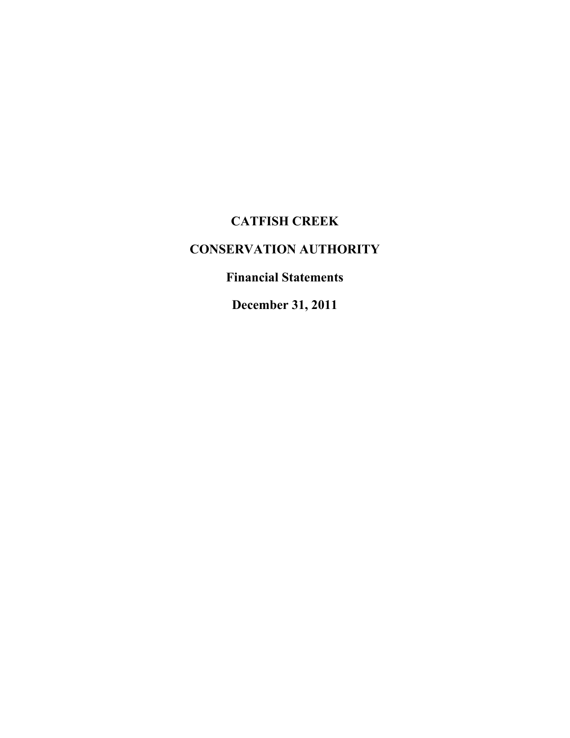# CATFISH CREEK

# CONSERVATION AUTHORITY

## Financial Statements

## December 31, 2011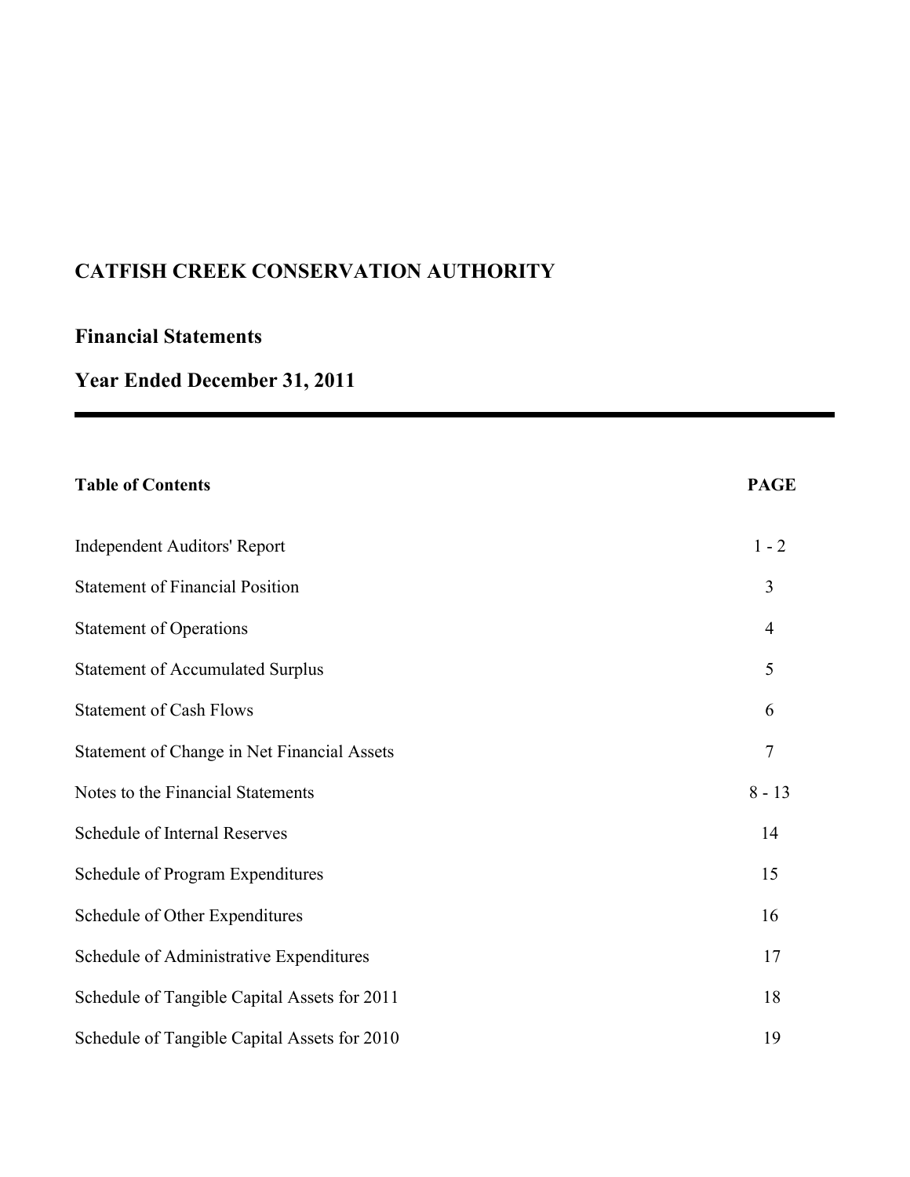# CATFISH CREEK CONSERVATION AUTHORITY

## Financial Statements

## Year Ended December 31, 2011

| **Table of Contents** | **PAGE** |
|---|---|
| Independent Auditors' Report | 1 - 2 |
| Statement of Financial Position | 3 |
| Statement of Operations | 4 |
| Statement of Accumulated Surplus | 5 |
| Statement of Cash Flows | 6 |
| Statement of Change in Net Financial Assets | 7 |
| Notes to the Financial Statements | 8 - 13 |
| Schedule of Internal Reserves | 14 |
| Schedule of Program Expenditures | 15 |
| Schedule of Other Expenditures | 16 |
| Schedule of Administrative Expenditures | 17 |
| Schedule of Tangible Capital Assets for 2011 | 18 |
| Schedule of Tangible Capital Assets for 2010 | 19 |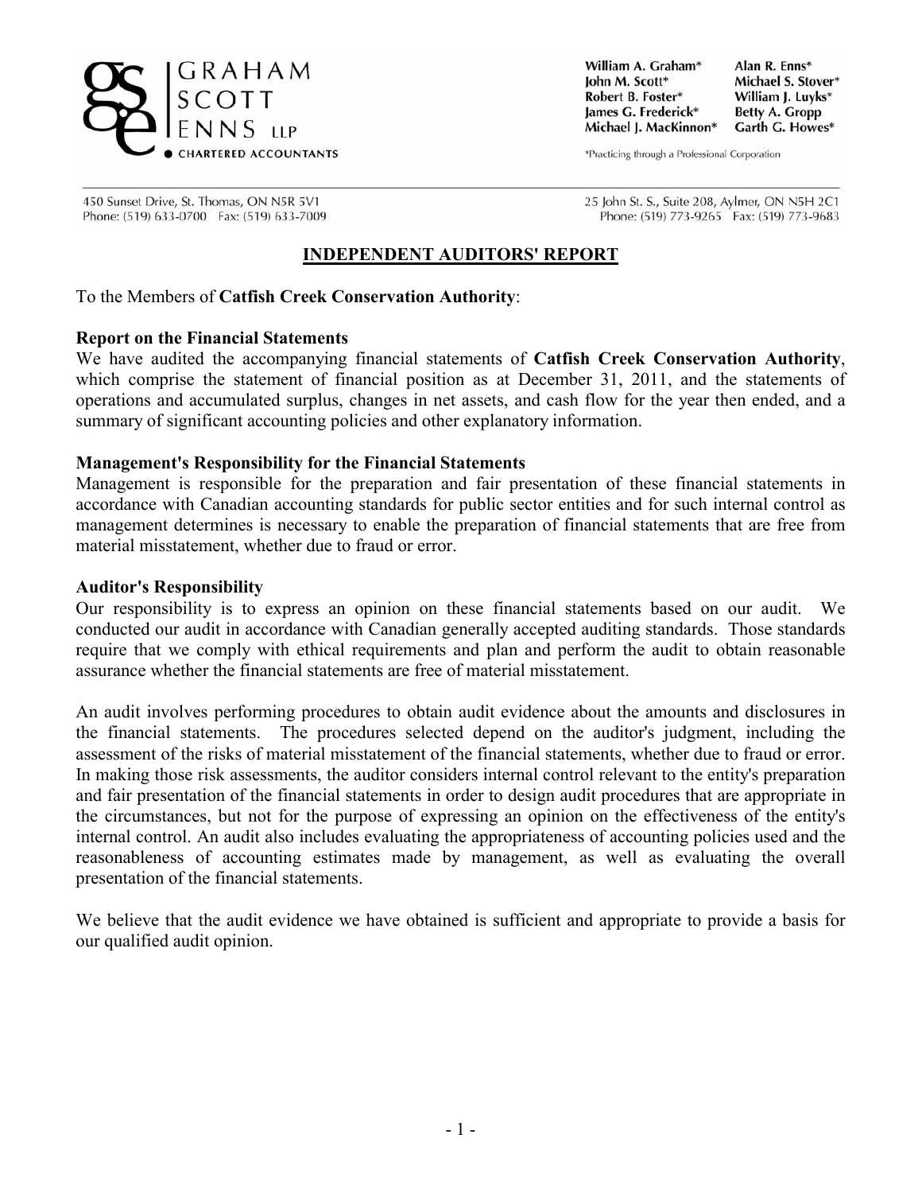GRAHAM
SCOTT
ENNS LLP
CHARTERED ACCOUNTANTS

William A. Graham* | Alan R. Enns*
John M. Scott* | Michael S. Stover*
Robert B. Foster* | William J. Luyks*
James G. Frederick* | Betty A. Gropp
Michael J. MacKinnon* | Garth G. Howes*

*Practicing through a Professional Corporation

450 Sunset Drive, St. Thomas, ON N5R 5V1
Phone: (519) 633-0700 Fax: (519) 633-7009

25 John St. S., Suite 208, Aylmer, ON N5H 2C1
Phone: (519) 773-9265 Fax: (519) 773-9683

## INDEPENDENT AUDITORS' REPORT

To the Members of **Catfish Creek Conservation Authority**:

**Report on the Financial Statements**
We have audited the accompanying financial statements of **Catfish Creek Conservation Authority**, which comprise the statement of financial position as at December 31, 2011, and the statements of operations and accumulated surplus, changes in net assets, and cash flow for the year then ended, and a summary of significant accounting policies and other explanatory information.

**Management's Responsibility for the Financial Statements**
Management is responsible for the preparation and fair presentation of these financial statements in accordance with Canadian accounting standards for public sector entities and for such internal control as management determines is necessary to enable the preparation of financial statements that are free from material misstatement, whether due to fraud or error.

**Auditor's Responsibility**
Our responsibility is to express an opinion on these financial statements based on our audit. We conducted our audit in accordance with Canadian generally accepted auditing standards. Those standards require that we comply with ethical requirements and plan and perform the audit to obtain reasonable assurance whether the financial statements are free of material misstatement.

An audit involves performing procedures to obtain audit evidence about the amounts and disclosures in the financial statements. The procedures selected depend on the auditor's judgment, including the assessment of the risks of material misstatement of the financial statements, whether due to fraud or error. In making those risk assessments, the auditor considers internal control relevant to the entity's preparation and fair presentation of the financial statements in order to design audit procedures that are appropriate in the circumstances, but not for the purpose of expressing an opinion on the effectiveness of the entity's internal control. An audit also includes evaluating the appropriateness of accounting policies used and the reasonableness of accounting estimates made by management, as well as evaluating the overall presentation of the financial statements.

We believe that the audit evidence we have obtained is sufficient and appropriate to provide a basis for our qualified audit opinion.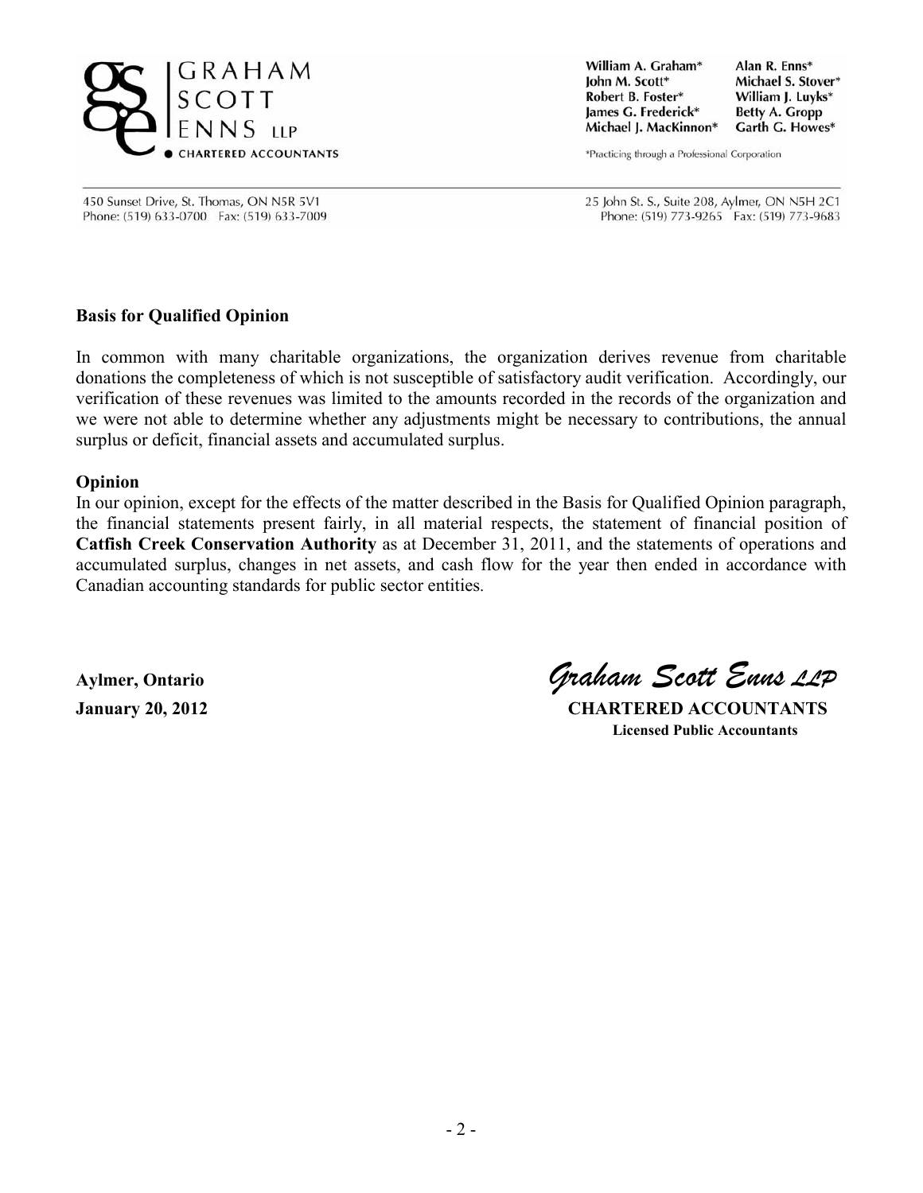GRAHAM SCOTT ENNS LLP
CHARTERED ACCOUNTANTS

William A. Graham* Alan R. Enns*
John M. Scott* Michael S. Stover*
Robert B. Foster* William J. Luyks*
James G. Frederick* Betty A. Gropp
Michael J. MacKinnon* Garth G. Howes*

*Practicing through a Professional Corporation

450 Sunset Drive, St. Thomas, ON N5R 5V1
Phone: (519) 633-0700 Fax: (519) 633-7009

25 John St. S., Suite 208, Aylmer, ON N5H 2C1
Phone: (519) 773-9265 Fax: (519) 773-9683

**Basis for Qualified Opinion**

In common with many charitable organizations, the organization derives revenue from charitable donations the completeness of which is not susceptible of satisfactory audit verification. Accordingly, our verification of these revenues was limited to the amounts recorded in the records of the organization and we were not able to determine whether any adjustments might be necessary to contributions, the annual surplus or deficit, financial assets and accumulated surplus.

**Opinion**

In our opinion, except for the effects of the matter described in the Basis for Qualified Opinion paragraph, the financial statements present fairly, in all material respects, the statement of financial position of **Catfish Creek Conservation Authority** as at December 31, 2011, and the statements of operations and accumulated surplus, changes in net assets, and cash flow for the year then ended in accordance with Canadian accounting standards for public sector entities.

**Aylmer, Ontario**
**January 20, 2012**

*Graham Scott Enns LLP*
**CHARTERED ACCOUNTANTS**
**Licensed Public Accountants**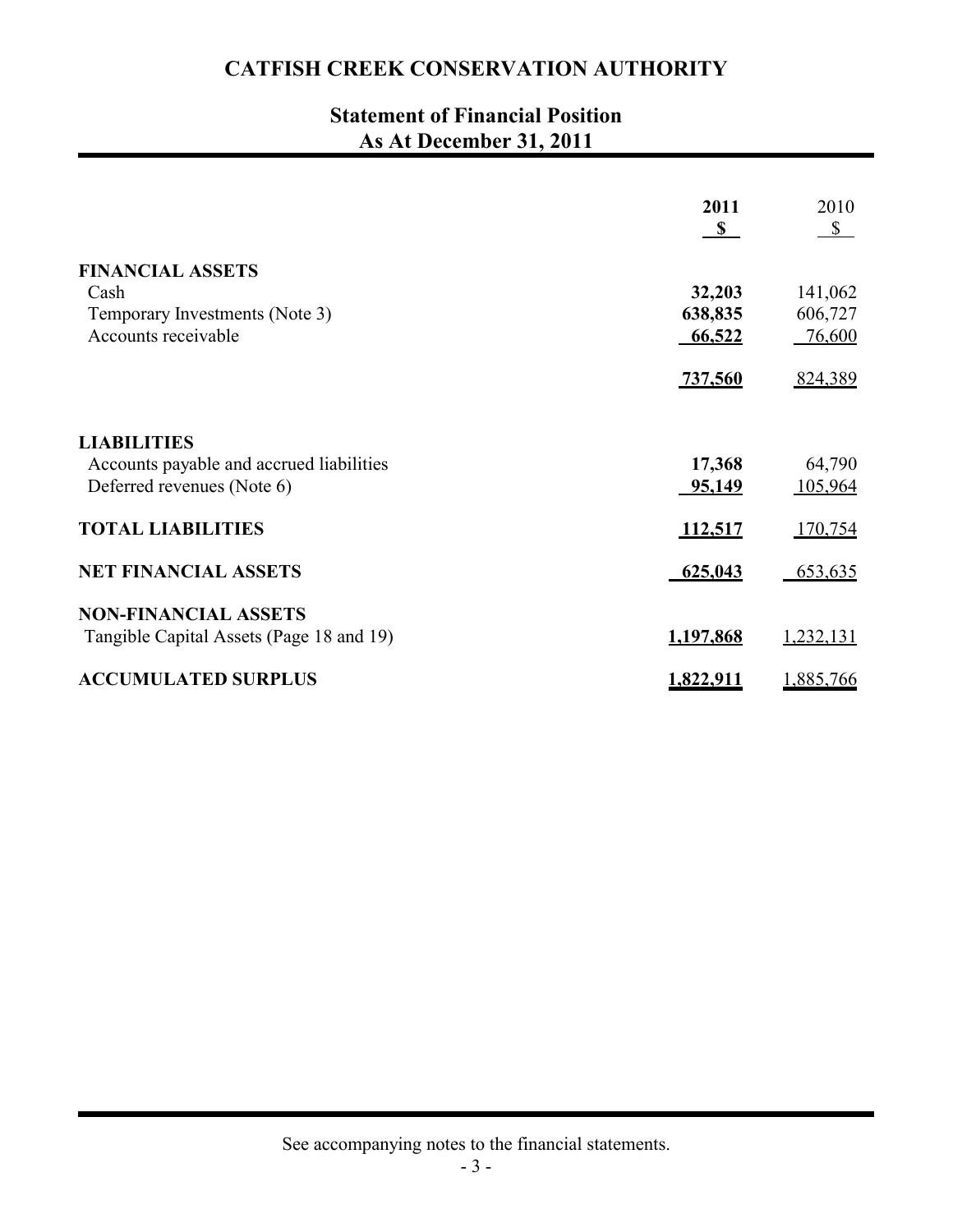# CATFISH CREEK CONSERVATION AUTHORITY

## Statement of Financial Position
## As At December 31, 2011

| | 2011 $ | 2010 $ |
|---|---|---|
| **FINANCIAL ASSETS** | | |
| Cash | **32,203** | 141,062 |
| Temporary Investments (Note 3) | **638,835** | 606,727 |
| Accounts receivable | **66,522** | 76,600 |
| | **737,560** | 824,389 |
| **LIABILITIES** | | |
| Accounts payable and accrued liabilities | **17,368** | 64,790 |
| Deferred revenues (Note 6) | **95,149** | 105,964 |
| **TOTAL LIABILITIES** | **112,517** | 170,754 |
| **NET FINANCIAL ASSETS** | **625,043** | 653,635 |
| **NON-FINANCIAL ASSETS** | | |
| Tangible Capital Assets (Page 18 and 19) | **1,197,868** | 1,232,131 |
| **ACCUMULATED SURPLUS** | **1,822,911** | 1,885,766 |

See accompanying notes to the financial statements.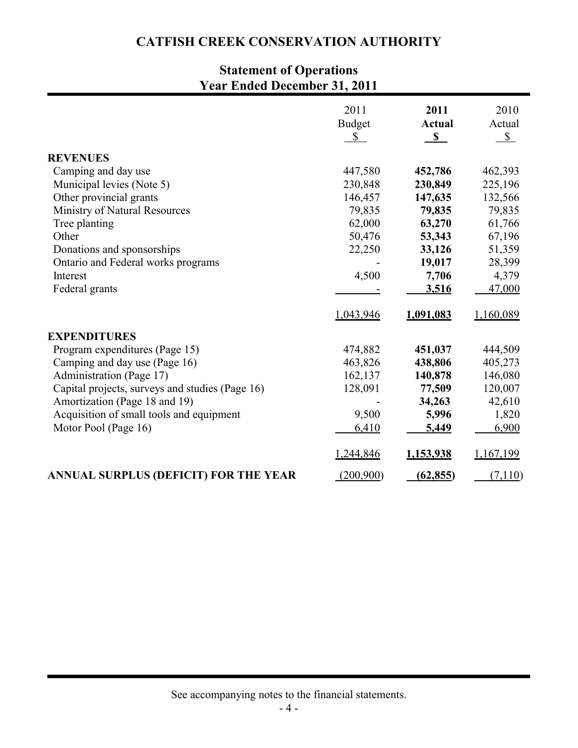# CATFISH CREEK CONSERVATION AUTHORITY

## Statement of Operations
## Year Ended December 31, 2011

| | 2011 Budget $ | **2011 Actual $** | 2010 Actual $ |
|---|---|---|---|
| **REVENUES** | | | |
| Camping and day use | 447,580 | **452,786** | 462,393 |
| Municipal levies (Note 5) | 230,848 | **230,849** | 225,196 |
| Other provincial grants | 146,457 | **147,635** | 132,566 |
| Ministry of Natural Resources | 79,835 | **79,835** | 79,835 |
| Tree planting | 62,000 | **63,270** | 61,766 |
| Other | 50,476 | **53,343** | 67,196 |
| Donations and sponsorships | 22,250 | **33,126** | 51,359 |
| Ontario and Federal works programs | - | **19,017** | 28,399 |
| Interest | 4,500 | **7,706** | 4,379 |
| Federal grants | - | **3,516** | 47,000 |
| | 1,043,946 | **1,091,083** | 1,160,089 |
| **EXPENDITURES** | | | |
| Program expenditures (Page 15) | 474,882 | **451,037** | 444,509 |
| Camping and day use (Page 16) | 463,826 | **438,806** | 405,273 |
| Administration (Page 17) | 162,137 | **140,878** | 146,080 |
| Capital projects, surveys and studies (Page 16) | 128,091 | **77,509** | 120,007 |
| Amortization (Page 18 and 19) | - | **34,263** | 42,610 |
| Acquisition of small tools and equipment | 9,500 | **5,996** | 1,820 |
| Motor Pool (Page 16) | 6,410 | **5,449** | 6,900 |
| | 1,244,846 | **1,153,938** | 1,167,199 |
| **ANNUAL SURPLUS (DEFICIT) FOR THE YEAR** | (200,900) | **(62,855)** | (7,110) |

See accompanying notes to the financial statements.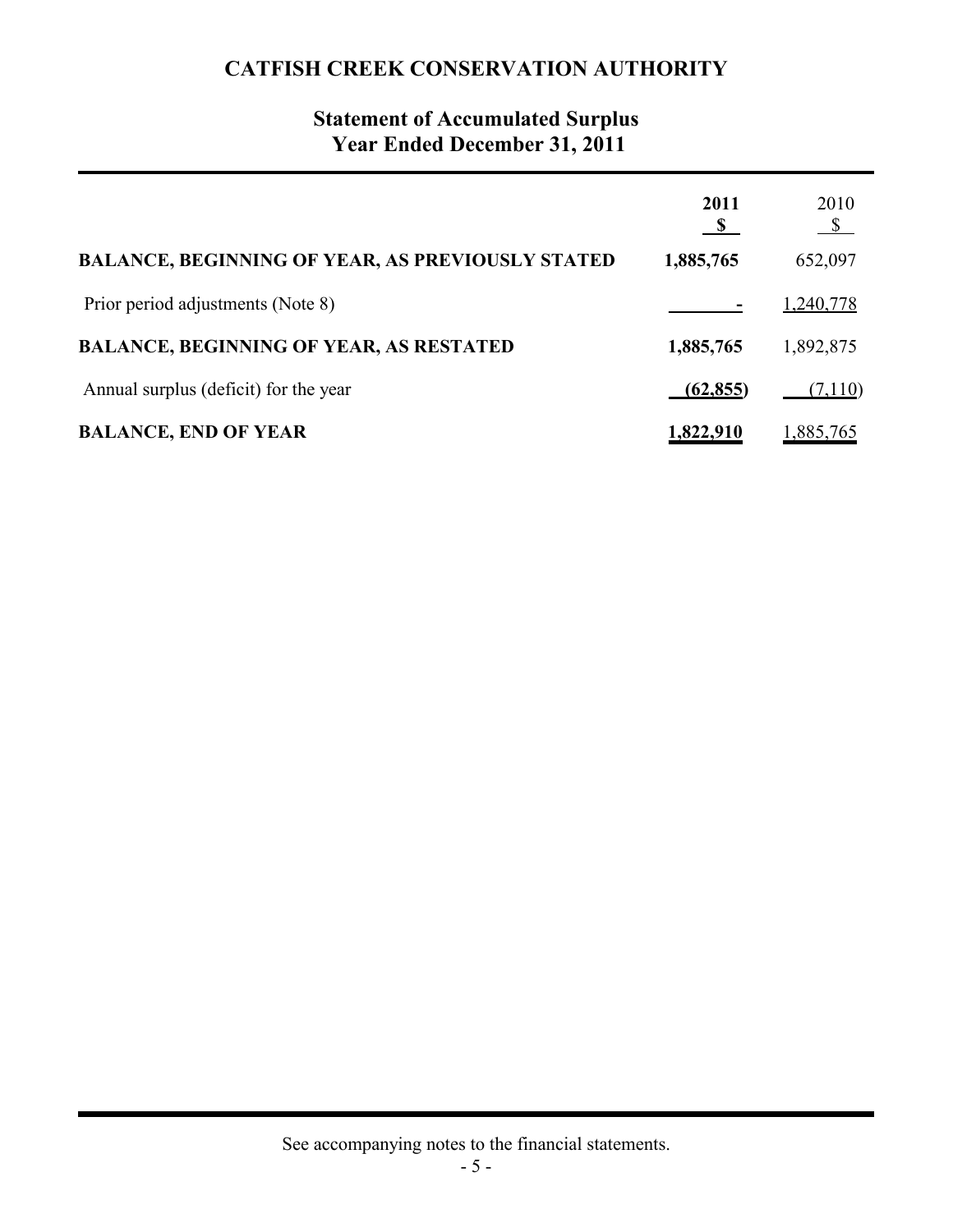# CATFISH CREEK CONSERVATION AUTHORITY

## Statement of Accumulated Surplus
## Year Ended December 31, 2011

| | **2011** | 2010 |
|---|---|---|
| | **$** | $ |
| **BALANCE, BEGINNING OF YEAR, AS PREVIOUSLY STATED** | **1,885,765** | 652,097 |
| Prior period adjustments (Note 8) | **-** | 1,240,778 |
| **BALANCE, BEGINNING OF YEAR, AS RESTATED** | **1,885,765** | 1,892,875 |
| Annual surplus (deficit) for the year | **(62,855)** | (7,110) |
| **BALANCE, END OF YEAR** | **1,822,910** | 1,885,765 |

See accompanying notes to the financial statements.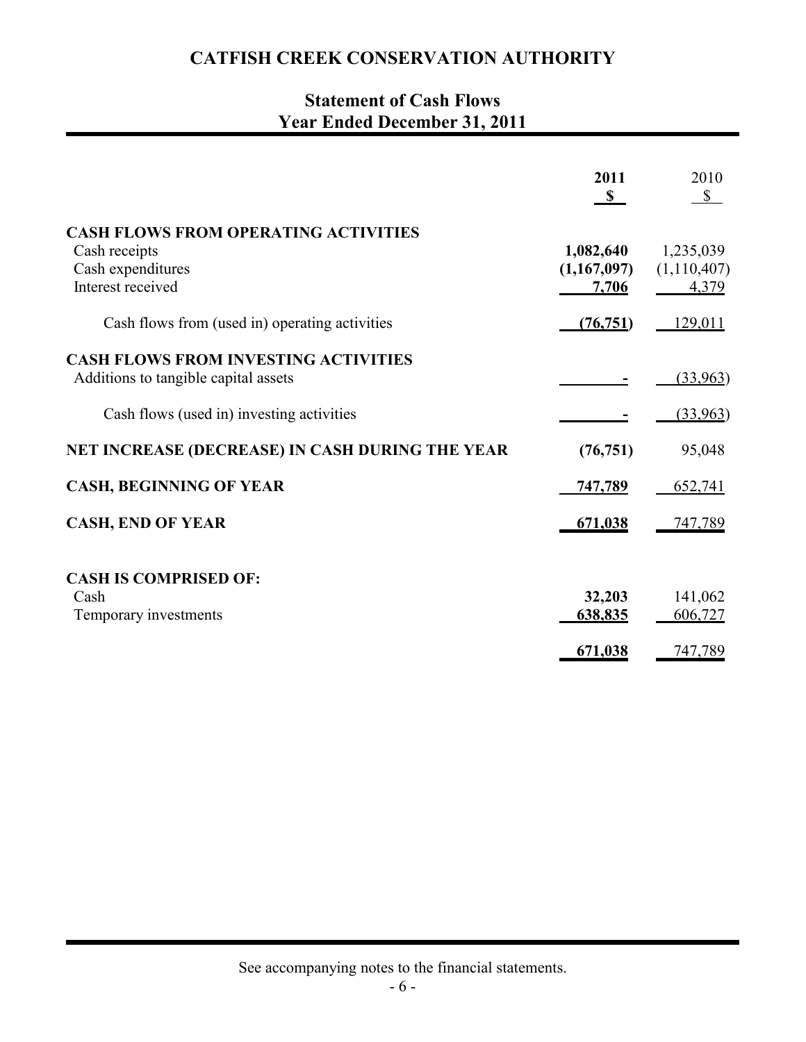# CATFISH CREEK CONSERVATION AUTHORITY

## Statement of Cash Flows
## Year Ended December 31, 2011

| | 2011<br>$ | 2010<br>$ |
|---|---|---|
| **CASH FLOWS FROM OPERATING ACTIVITIES** | | |
| Cash receipts | **1,082,640** | 1,235,039 |
| Cash expenditures | **(1,167,097)** | (1,110,407) |
| Interest received | **7,706** | 4,379 |
| Cash flows from (used in) operating activities | **(76,751)** | 129,011 |
| **CASH FLOWS FROM INVESTING ACTIVITIES** | | |
| Additions to tangible capital assets | **-** | (33,963) |
| Cash flows (used in) investing activities | **-** | (33,963) |
| **NET INCREASE (DECREASE) IN CASH DURING THE YEAR** | **(76,751)** | 95,048 |
| **CASH, BEGINNING OF YEAR** | **747,789** | 652,741 |
| **CASH, END OF YEAR** | **671,038** | 747,789 |
| **CASH IS COMPRISED OF:** | | |
| Cash | **32,203** | 141,062 |
| Temporary investments | **638,835** | 606,727 |
| | **671,038** | 747,789 |

See accompanying notes to the financial statements.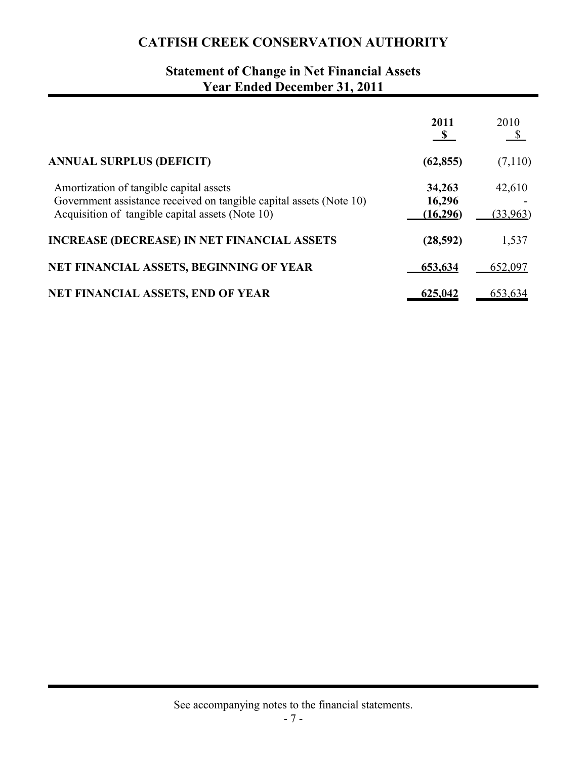# CATFISH CREEK CONSERVATION AUTHORITY

## Statement of Change in Net Financial Assets
## Year Ended December 31, 2011

| | **2011** **$** | 2010 $ |
|---|---|---|
| **ANNUAL SURPLUS (DEFICIT)** | **(62,855)** | (7,110) |
| Amortization of tangible capital assets | **34,263** | 42,610 |
| Government assistance received on tangible capital assets (Note 10) | **16,296** | - |
| Acquisition of tangible capital assets (Note 10) | **(16,296)** | (33,963) |
| **INCREASE (DECREASE) IN NET FINANCIAL ASSETS** | **(28,592)** | 1,537 |
| **NET FINANCIAL ASSETS, BEGINNING OF YEAR** | **653,634** | 652,097 |
| **NET FINANCIAL ASSETS, END OF YEAR** | **625,042** | 653,634 |

See accompanying notes to the financial statements.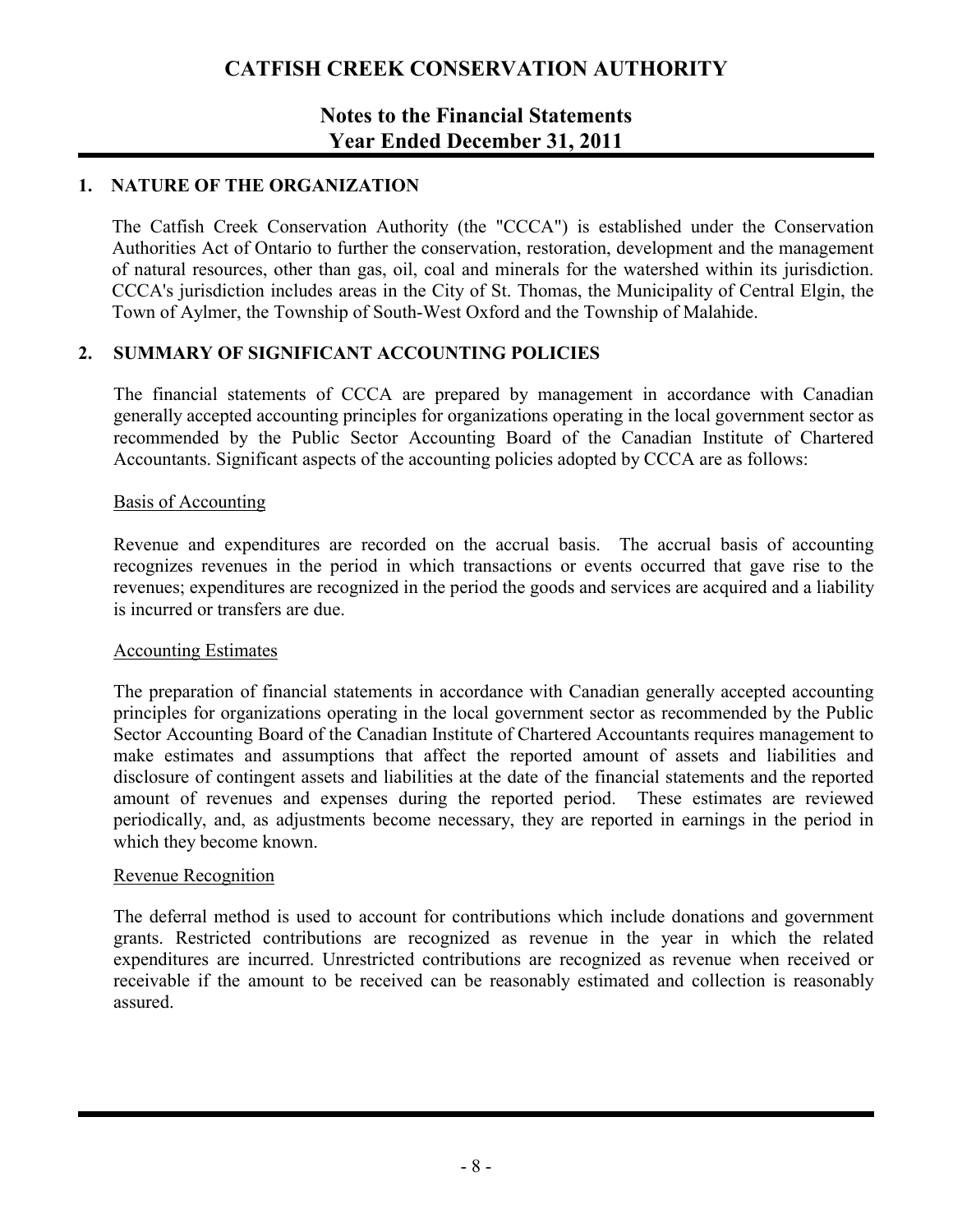# CATFISH CREEK CONSERVATION AUTHORITY

## Notes to the Financial Statements
## Year Ended December 31, 2011

### 1. NATURE OF THE ORGANIZATION

The Catfish Creek Conservation Authority (the "CCCA") is established under the Conservation Authorities Act of Ontario to further the conservation, restoration, development and the management of natural resources, other than gas, oil, coal and minerals for the watershed within its jurisdiction. CCCA's jurisdiction includes areas in the City of St. Thomas, the Municipality of Central Elgin, the Town of Aylmer, the Township of South-West Oxford and the Township of Malahide.

### 2. SUMMARY OF SIGNIFICANT ACCOUNTING POLICIES

The financial statements of CCCA are prepared by management in accordance with Canadian generally accepted accounting principles for organizations operating in the local government sector as recommended by the Public Sector Accounting Board of the Canadian Institute of Chartered Accountants. Significant aspects of the accounting policies adopted by CCCA are as follows:

<u>Basis of Accounting</u>

Revenue and expenditures are recorded on the accrual basis. The accrual basis of accounting recognizes revenues in the period in which transactions or events occurred that gave rise to the revenues; expenditures are recognized in the period the goods and services are acquired and a liability is incurred or transfers are due.

<u>Accounting Estimates</u>

The preparation of financial statements in accordance with Canadian generally accepted accounting principles for organizations operating in the local government sector as recommended by the Public Sector Accounting Board of the Canadian Institute of Chartered Accountants requires management to make estimates and assumptions that affect the reported amount of assets and liabilities and disclosure of contingent assets and liabilities at the date of the financial statements and the reported amount of revenues and expenses during the reported period. These estimates are reviewed periodically, and, as adjustments become necessary, they are reported in earnings in the period in which they become known.

<u>Revenue Recognition</u>

The deferral method is used to account for contributions which include donations and government grants. Restricted contributions are recognized as revenue in the year in which the related expenditures are incurred. Unrestricted contributions are recognized as revenue when received or receivable if the amount to be received can be reasonably estimated and collection is reasonably assured.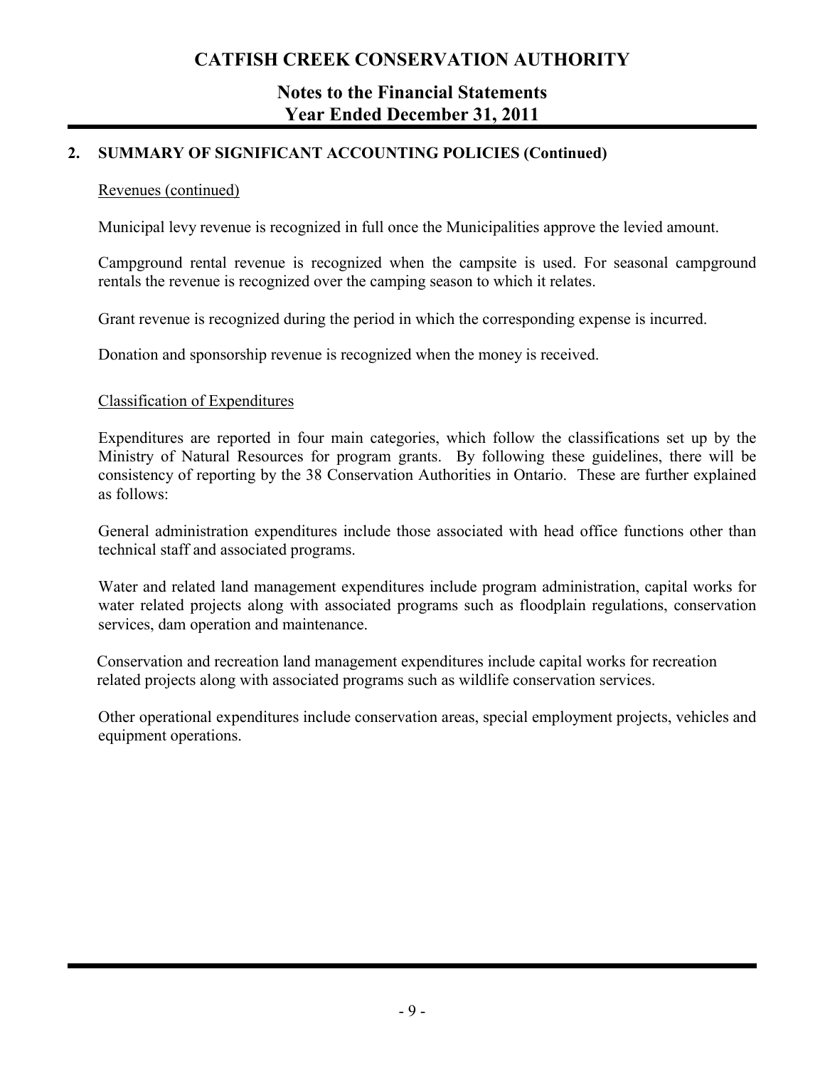## 2. SUMMARY OF SIGNIFICANT ACCOUNTING POLICIES (Continued)

Revenues (continued)

Municipal levy revenue is recognized in full once the Municipalities approve the levied amount.

Campground rental revenue is recognized when the campsite is used. For seasonal campground rentals the revenue is recognized over the camping season to which it relates.

Grant revenue is recognized during the period in which the corresponding expense is incurred.

Donation and sponsorship revenue is recognized when the money is received.

Classification of Expenditures

Expenditures are reported in four main categories, which follow the classifications set up by the Ministry of Natural Resources for program grants. By following these guidelines, there will be consistency of reporting by the 38 Conservation Authorities in Ontario. These are further explained as follows:

General administration expenditures include those associated with head office functions other than technical staff and associated programs.

Water and related land management expenditures include program administration, capital works for water related projects along with associated programs such as floodplain regulations, conservation services, dam operation and maintenance.

Conservation and recreation land management expenditures include capital works for recreation related projects along with associated programs such as wildlife conservation services.

Other operational expenditures include conservation areas, special employment projects, vehicles and equipment operations.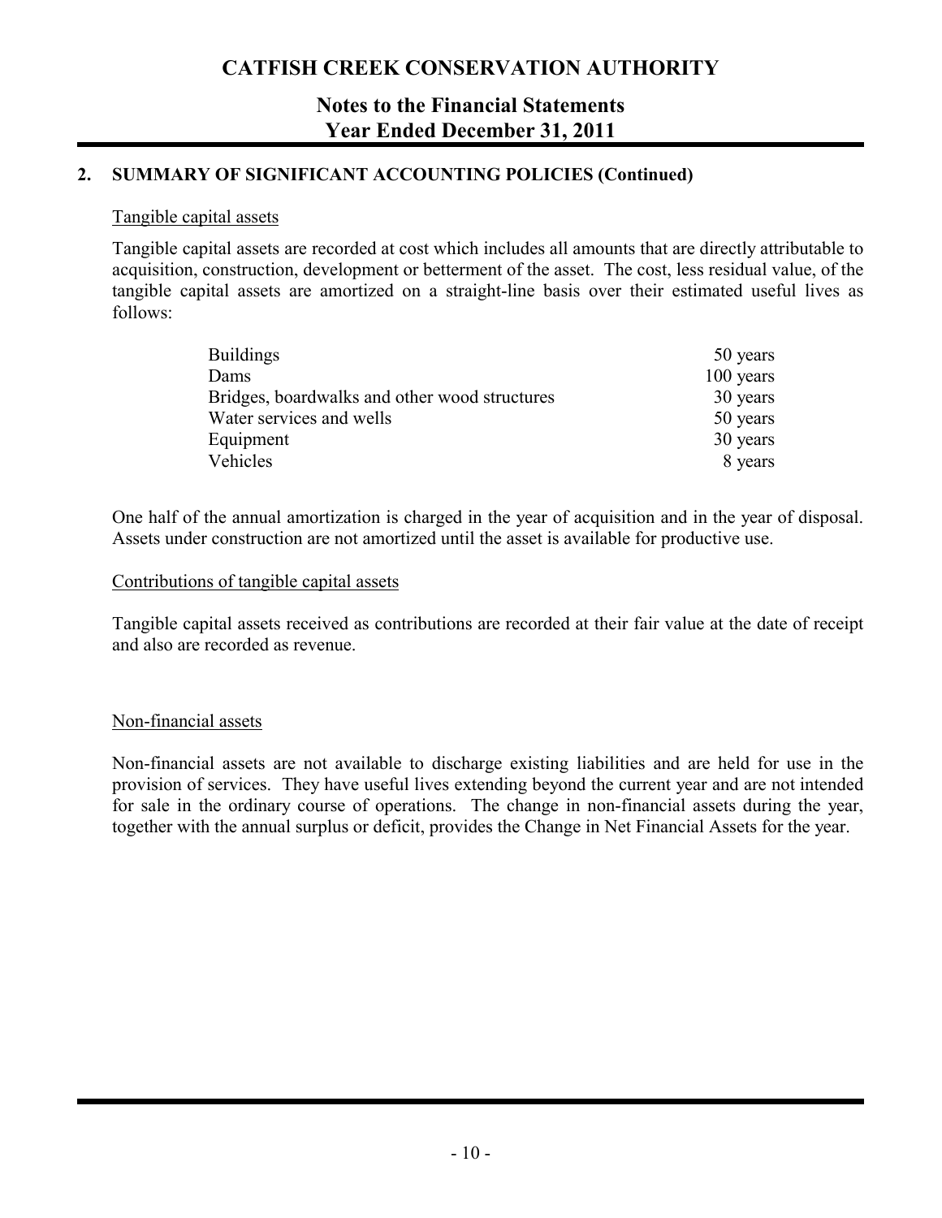## 2. SUMMARY OF SIGNIFICANT ACCOUNTING POLICIES (Continued)

### Tangible capital assets

Tangible capital assets are recorded at cost which includes all amounts that are directly attributable to acquisition, construction, development or betterment of the asset. The cost, less residual value, of the tangible capital assets are amortized on a straight-line basis over their estimated useful lives as follows:

| | |
|---|---|
| Buildings | 50 years |
| Dams | 100 years |
| Bridges, boardwalks and other wood structures | 30 years |
| Water services and wells | 50 years |
| Equipment | 30 years |
| Vehicles | 8 years |

One half of the annual amortization is charged in the year of acquisition and in the year of disposal. Assets under construction are not amortized until the asset is available for productive use.

### Contributions of tangible capital assets

Tangible capital assets received as contributions are recorded at their fair value at the date of receipt and also are recorded as revenue.

### Non-financial assets

Non-financial assets are not available to discharge existing liabilities and are held for use in the provision of services. They have useful lives extending beyond the current year and are not intended for sale in the ordinary course of operations. The change in non-financial assets during the year, together with the annual surplus or deficit, provides the Change in Net Financial Assets for the year.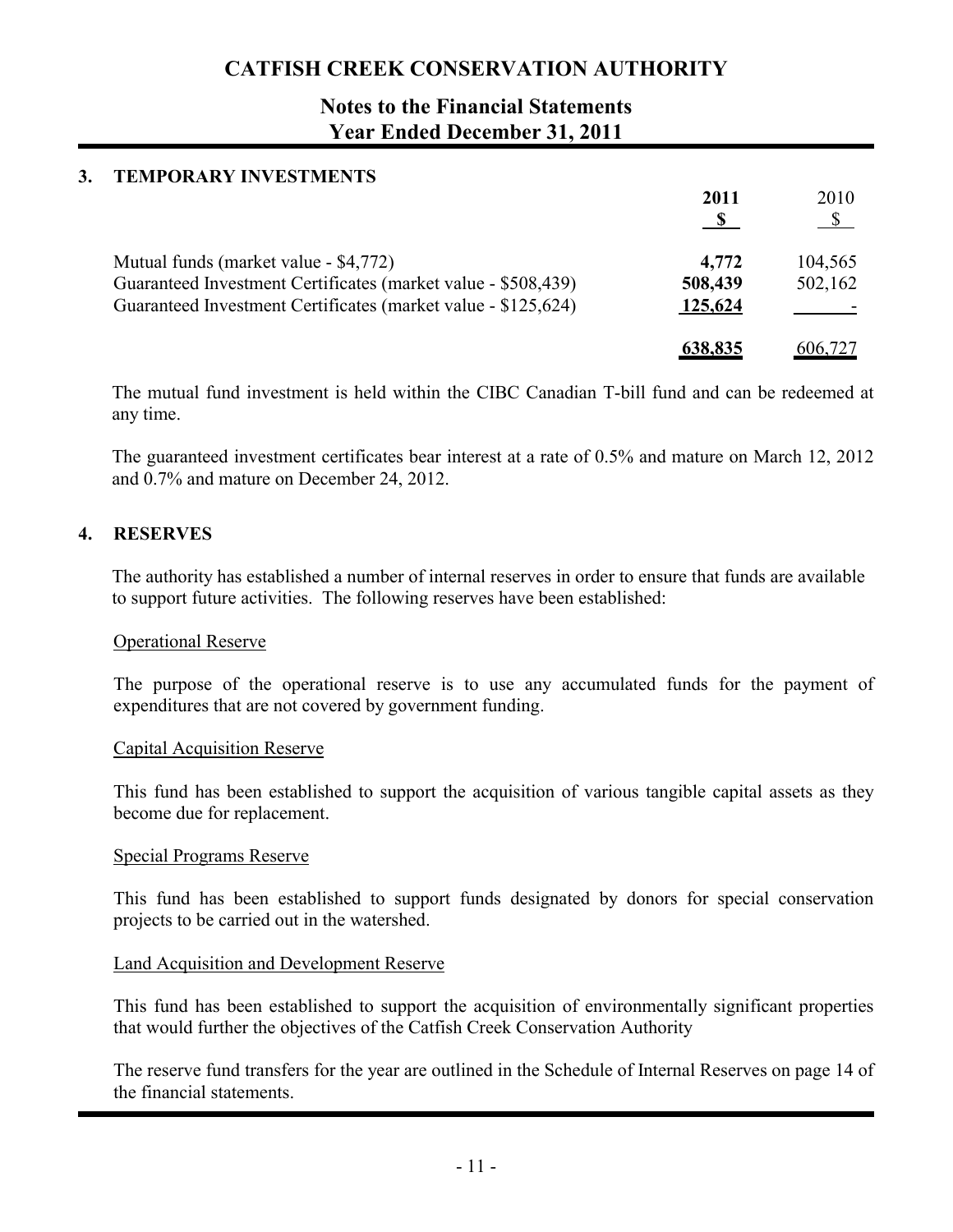# CATFISH CREEK CONSERVATION AUTHORITY

## Notes to the Financial Statements
## Year Ended December 31, 2011

### 3. TEMPORARY INVESTMENTS

| | 2011<br>$ | 2010<br>$ |
|---|---|---|
| Mutual funds (market value - $4,772) | **4,772** | 104,565 |
| Guaranteed Investment Certificates (market value - $508,439) | **508,439** | 502,162 |
| Guaranteed Investment Certificates (market value - $125,624) | **125,624** | - |
| | **638,835** | 606,727 |

The mutual fund investment is held within the CIBC Canadian T-bill fund and can be redeemed at any time.

The guaranteed investment certificates bear interest at a rate of 0.5% and mature on March 12, 2012 and 0.7% and mature on December 24, 2012.

### 4. RESERVES

The authority has established a number of internal reserves in order to ensure that funds are available to support future activities. The following reserves have been established:

Operational Reserve

The purpose of the operational reserve is to use any accumulated funds for the payment of expenditures that are not covered by government funding.

Capital Acquisition Reserve

This fund has been established to support the acquisition of various tangible capital assets as they become due for replacement.

Special Programs Reserve

This fund has been established to support funds designated by donors for special conservation projects to be carried out in the watershed.

Land Acquisition and Development Reserve

This fund has been established to support the acquisition of environmentally significant properties that would further the objectives of the Catfish Creek Conservation Authority

The reserve fund transfers for the year are outlined in the Schedule of Internal Reserves on page 14 of the financial statements.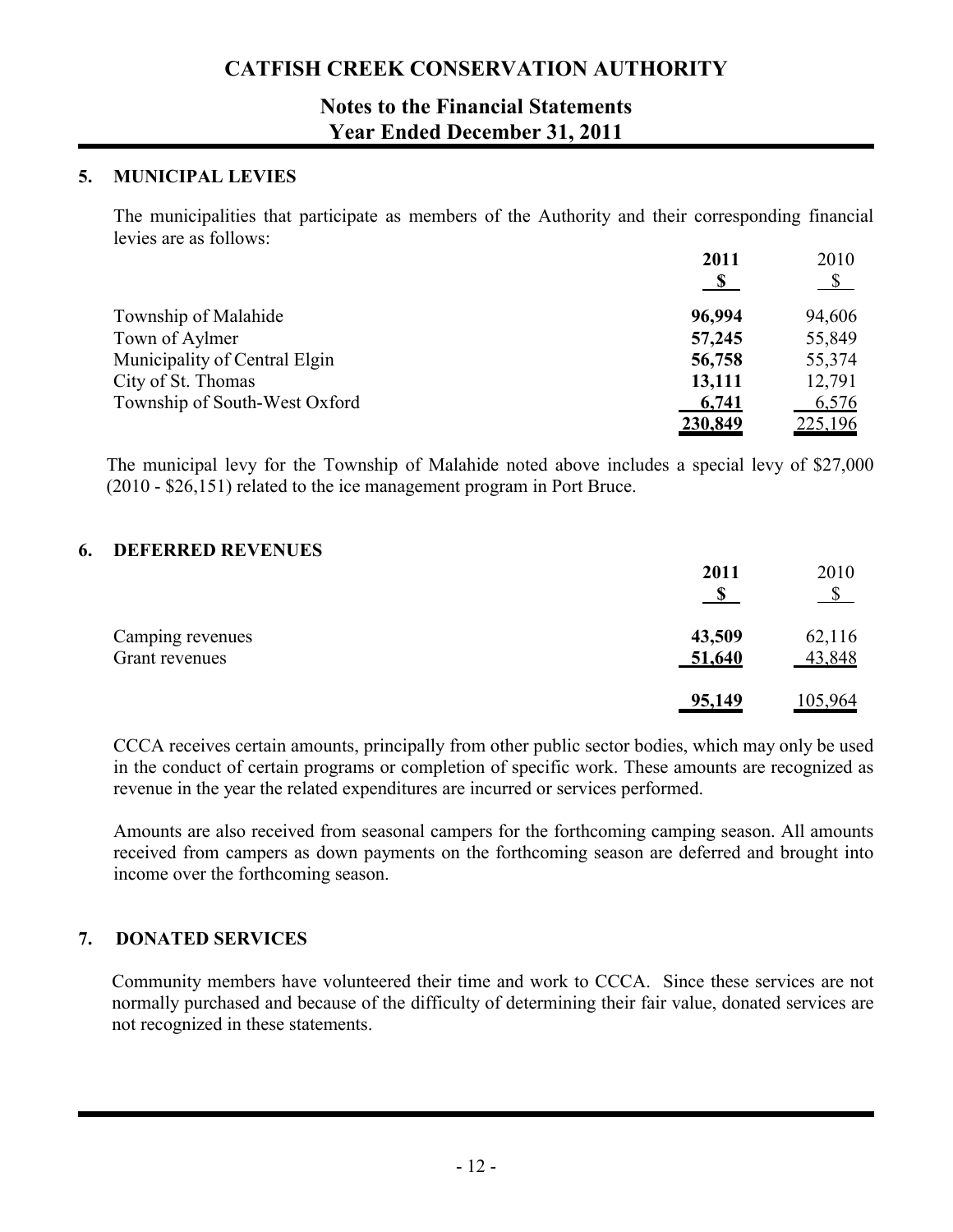# CATFISH CREEK CONSERVATION AUTHORITY

## Notes to the Financial Statements
## Year Ended December 31, 2011

### 5. MUNICIPAL LEVIES

The municipalities that participate as members of the Authority and their corresponding financial levies are as follows:

| | 2011<br>$ | 2010<br>$ |
|---|---|---|
| Township of Malahide | **96,994** | 94,606 |
| Town of Aylmer | **57,245** | 55,849 |
| Municipality of Central Elgin | **56,758** | 55,374 |
| City of St. Thomas | **13,111** | 12,791 |
| Township of South-West Oxford | **6,741** | 6,576 |
| | **230,849** | 225,196 |

The municipal levy for the Township of Malahide noted above includes a special levy of $27,000 (2010 - $26,151) related to the ice management program in Port Bruce.

### 6. DEFERRED REVENUES

| | 2011<br>$ | 2010<br>$ |
|---|---|---|
| Camping revenues | **43,509** | 62,116 |
| Grant revenues | **51,640** | 43,848 |
| | **95,149** | 105,964 |

CCCA receives certain amounts, principally from other public sector bodies, which may only be used in the conduct of certain programs or completion of specific work. These amounts are recognized as revenue in the year the related expenditures are incurred or services performed.

Amounts are also received from seasonal campers for the forthcoming camping season. All amounts received from campers as down payments on the forthcoming season are deferred and brought into income over the forthcoming season.

### 7. DONATED SERVICES

Community members have volunteered their time and work to CCCA. Since these services are not normally purchased and because of the difficulty of determining their fair value, donated services are not recognized in these statements.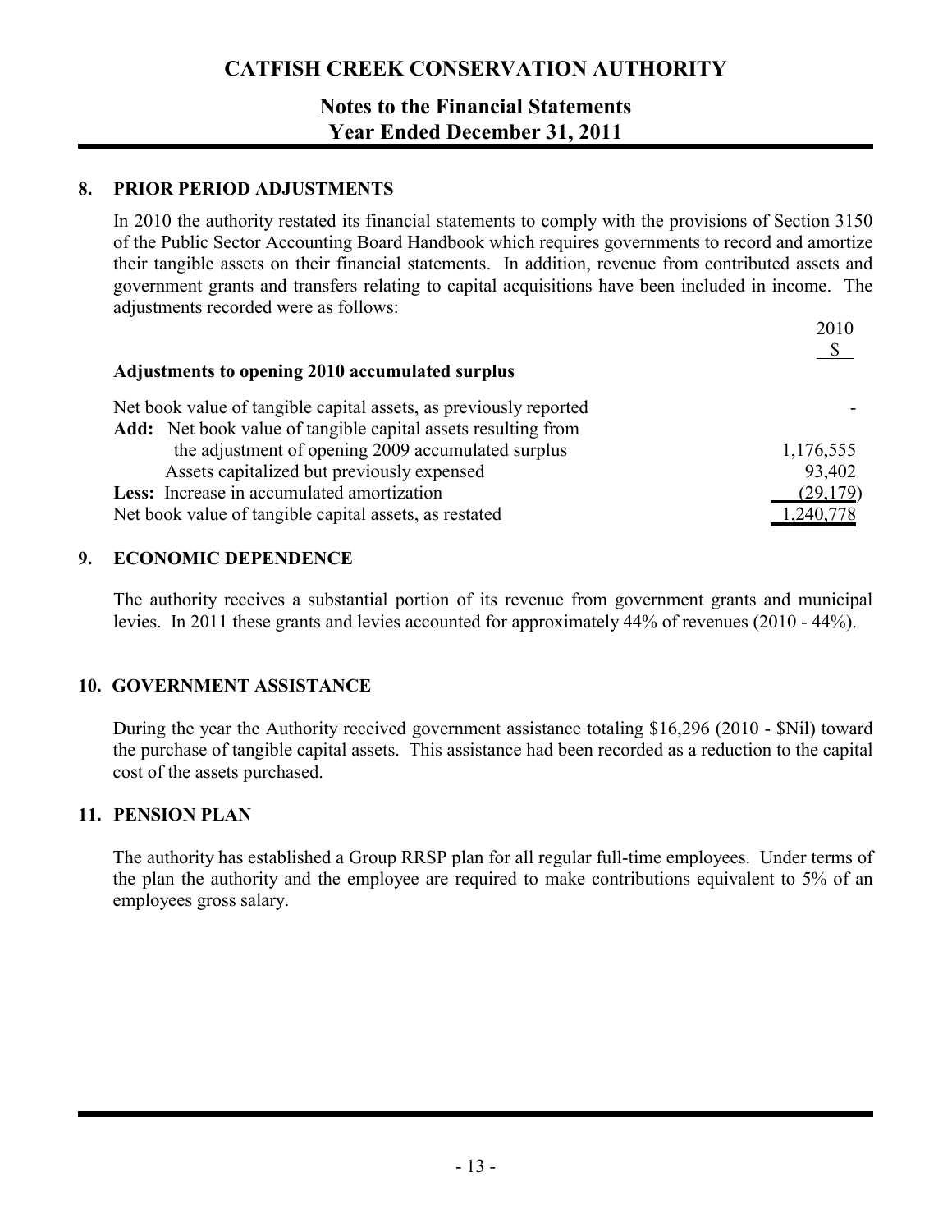# CATFISH CREEK CONSERVATION AUTHORITY

## Notes to the Financial Statements
## Year Ended December 31, 2011

### 8. PRIOR PERIOD ADJUSTMENTS

In 2010 the authority restated its financial statements to comply with the provisions of Section 3150 of the Public Sector Accounting Board Handbook which requires governments to record and amortize their tangible assets on their financial statements. In addition, revenue from contributed assets and government grants and transfers relating to capital acquisitions have been included in income. The adjustments recorded were as follows:

| | 2010 |
|---|---|
| | $ |
| **Adjustments to opening 2010 accumulated surplus** | |
| Net book value of tangible capital assets, as previously reported | - |
| **Add:** Net book value of tangible capital assets resulting from the adjustment of opening 2009 accumulated surplus | 1,176,555 |
| Assets capitalized but previously expensed | 93,402 |
| **Less:** Increase in accumulated amortization | (29,179) |
| Net book value of tangible capital assets, as restated | 1,240,778 |

### 9. ECONOMIC DEPENDENCE

The authority receives a substantial portion of its revenue from government grants and municipal levies. In 2011 these grants and levies accounted for approximately 44% of revenues (2010 - 44%).

### 10. GOVERNMENT ASSISTANCE

During the year the Authority received government assistance totaling $16,296 (2010 - $Nil) toward the purchase of tangible capital assets. This assistance had been recorded as a reduction to the capital cost of the assets purchased.

### 11. PENSION PLAN

The authority has established a Group RRSP plan for all regular full-time employees. Under terms of the plan the authority and the employee are required to make contributions equivalent to 5% of an employees gross salary.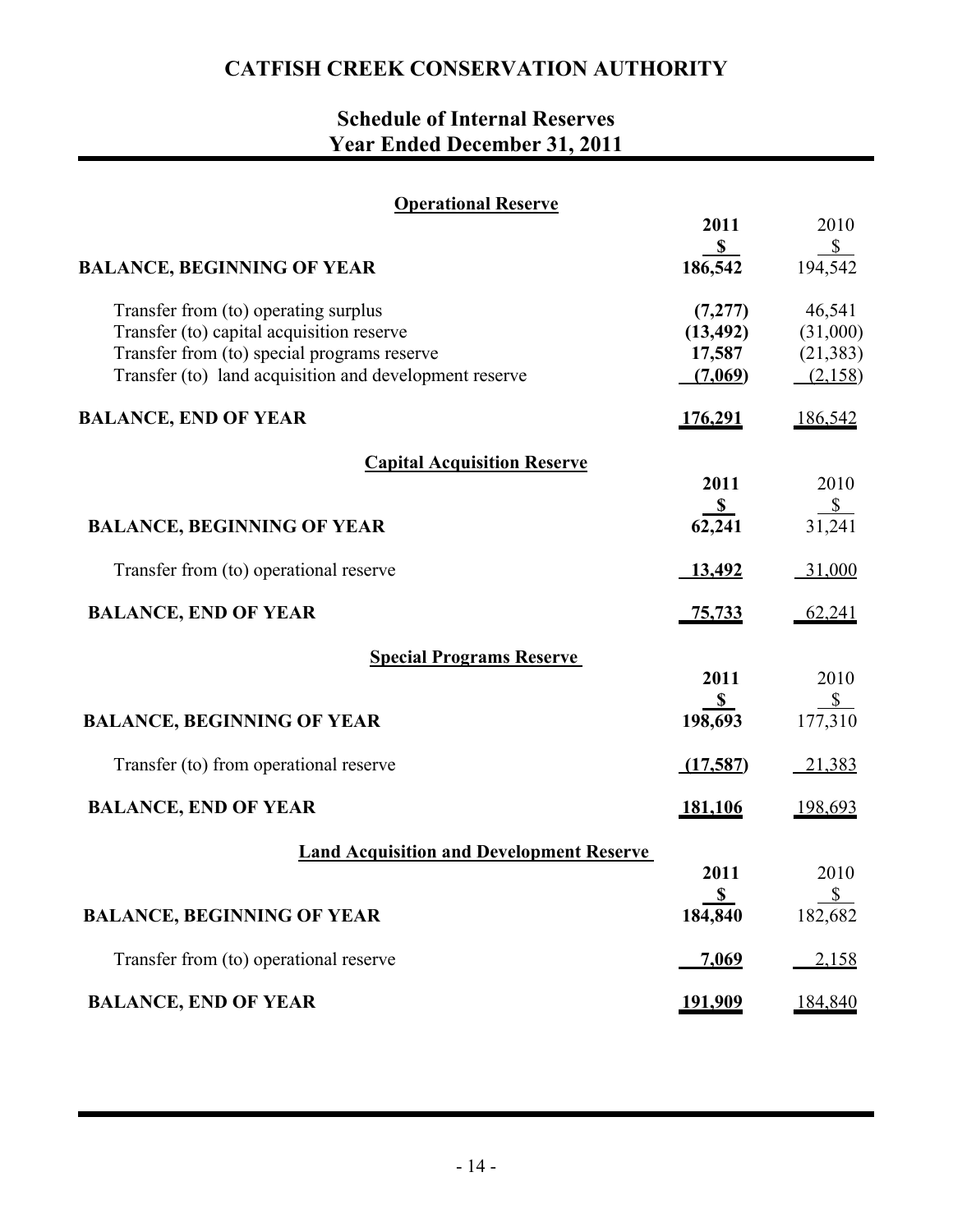# CATFISH CREEK CONSERVATION AUTHORITY

## Schedule of Internal Reserves
## Year Ended December 31, 2011

### Operational Reserve

| | 2011 | 2010 |
|---|---|---|
| | **$** | $ |
| **BALANCE, BEGINNING OF YEAR** | **186,542** | 194,542 |
| Transfer from (to) operating surplus | **(7,277)** | 46,541 |
| Transfer (to) capital acquisition reserve | **(13,492)** | (31,000) |
| Transfer from (to) special programs reserve | **17,587** | (21,383) |
| Transfer (to) land acquisition and development reserve | **(7,069)** | (2,158) |
| **BALANCE, END OF YEAR** | **176,291** | 186,542 |

### Capital Acquisition Reserve

| | 2011 | 2010 |
|---|---|---|
| | **$** | $ |
| **BALANCE, BEGINNING OF YEAR** | **62,241** | 31,241 |
| Transfer from (to) operational reserve | **13,492** | 31,000 |
| **BALANCE, END OF YEAR** | **75,733** | 62,241 |

### Special Programs Reserve

| | 2011 | 2010 |
|---|---|---|
| | **$** | $ |
| **BALANCE, BEGINNING OF YEAR** | **198,693** | 177,310 |
| Transfer (to) from operational reserve | **(17,587)** | 21,383 |
| **BALANCE, END OF YEAR** | **181,106** | 198,693 |

### Land Acquisition and Development Reserve

| | 2011 | 2010 |
|---|---|---|
| | **$** | $ |
| **BALANCE, BEGINNING OF YEAR** | **184,840** | 182,682 |
| Transfer from (to) operational reserve | **7,069** | 2,158 |
| **BALANCE, END OF YEAR** | **191,909** | 184,840 |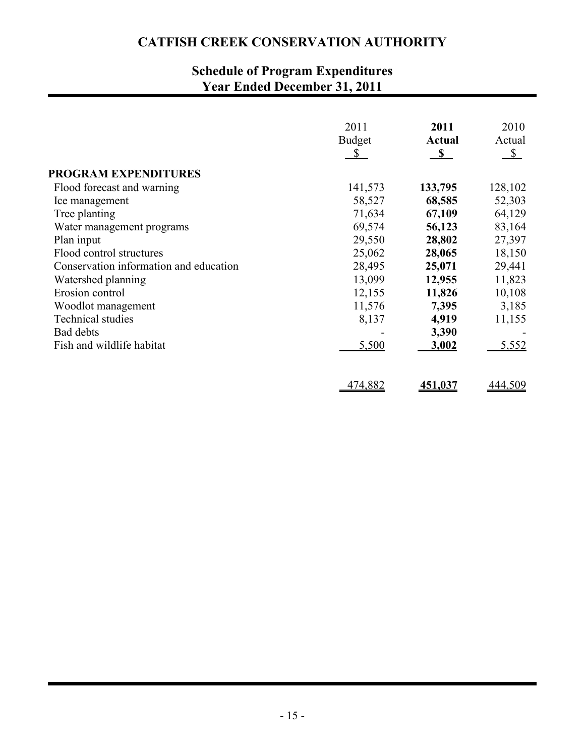# CATFISH CREEK CONSERVATION AUTHORITY

## Schedule of Program Expenditures
## Year Ended December 31, 2011

| | 2011 Budget $ | **2011 Actual $** | 2010 Actual $ |
|---|---|---|---|
| **PROGRAM EXPENDITURES** | | | |
| Flood forecast and warning | 141,573 | **133,795** | 128,102 |
| Ice management | 58,527 | **68,585** | 52,303 |
| Tree planting | 71,634 | **67,109** | 64,129 |
| Water management programs | 69,574 | **56,123** | 83,164 |
| Plan input | 29,550 | **28,802** | 27,397 |
| Flood control structures | 25,062 | **28,065** | 18,150 |
| Conservation information and education | 28,495 | **25,071** | 29,441 |
| Watershed planning | 13,099 | **12,955** | 11,823 |
| Erosion control | 12,155 | **11,826** | 10,108 |
| Woodlot management | 11,576 | **7,395** | 3,185 |
| Technical studies | 8,137 | **4,919** | 11,155 |
| Bad debts | - | **3,390** | - |
| Fish and wildlife habitat | 5,500 | **3,002** | 5,552 |
| | 474,882 | **451,037** | 444,509 |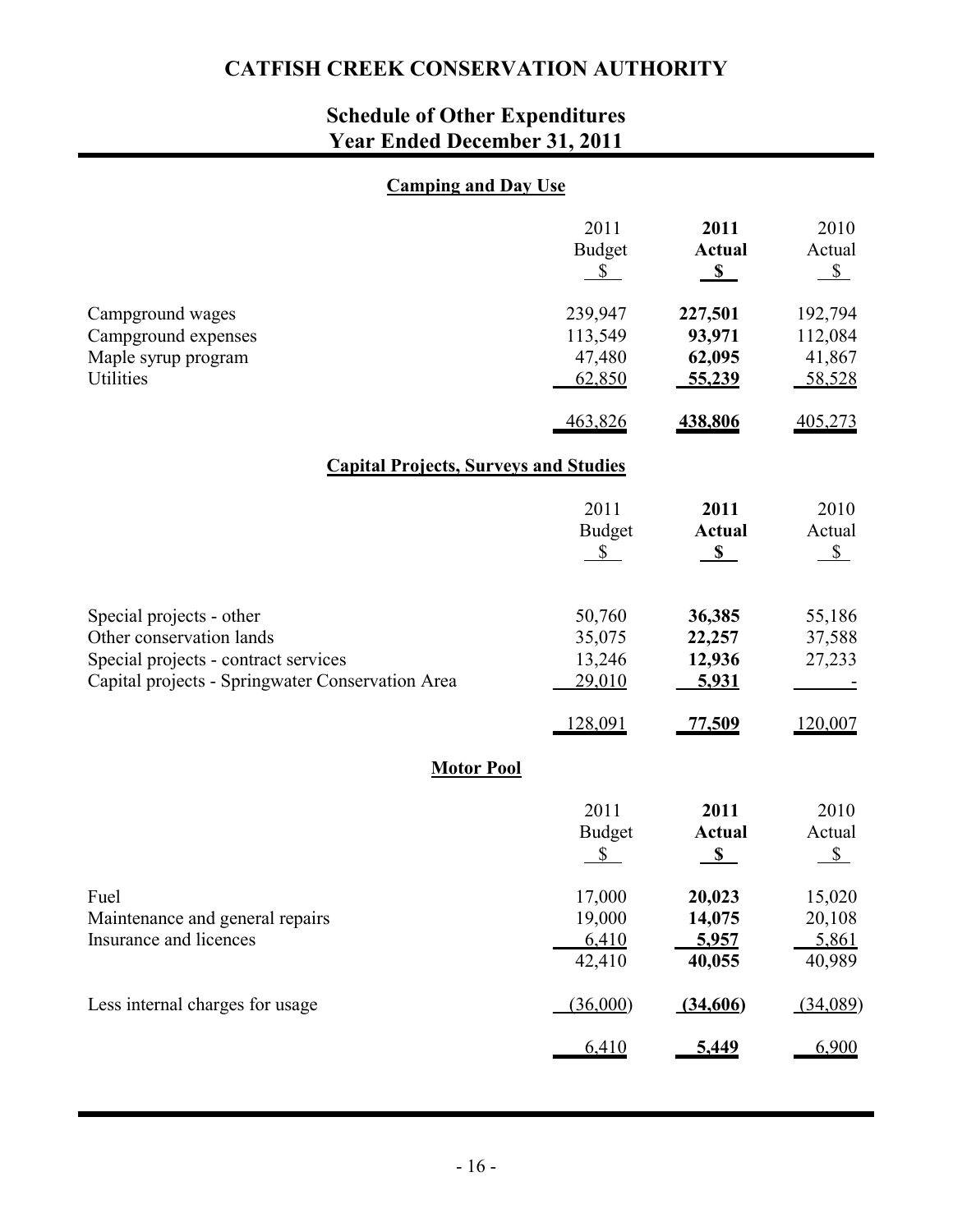# CATFISH CREEK CONSERVATION AUTHORITY

## Schedule of Other Expenditures
## Year Ended December 31, 2011

### Camping and Day Use

| | 2011 Budget $ | **2011 Actual $** | 2010 Actual $ |
|---|---|---|---|
| Campground wages | 239,947 | **227,501** | 192,794 |
| Campground expenses | 113,549 | **93,971** | 112,084 |
| Maple syrup program | 47,480 | **62,095** | 41,867 |
| Utilities | 62,850 | **55,239** | 58,528 |
| | 463,826 | **438,806** | 405,273 |

### Capital Projects, Surveys and Studies

| | 2011 Budget $ | **2011 Actual $** | 2010 Actual $ |
|---|---|---|---|
| Special projects - other | 50,760 | **36,385** | 55,186 |
| Other conservation lands | 35,075 | **22,257** | 37,588 |
| Special projects - contract services | 13,246 | **12,936** | 27,233 |
| Capital projects - Springwater Conservation Area | 29,010 | **5,931** | - |
| | 128,091 | **77,509** | 120,007 |

### Motor Pool

| | 2011 Budget $ | **2011 Actual $** | 2010 Actual $ |
|---|---|---|---|
| Fuel | 17,000 | **20,023** | 15,020 |
| Maintenance and general repairs | 19,000 | **14,075** | 20,108 |
| Insurance and licences | 6,410 | **5,957** | 5,861 |
| | 42,410 | **40,055** | 40,989 |
| Less internal charges for usage | (36,000) | **(34,606)** | (34,089) |
| | 6,410 | **5,449** | 6,900 |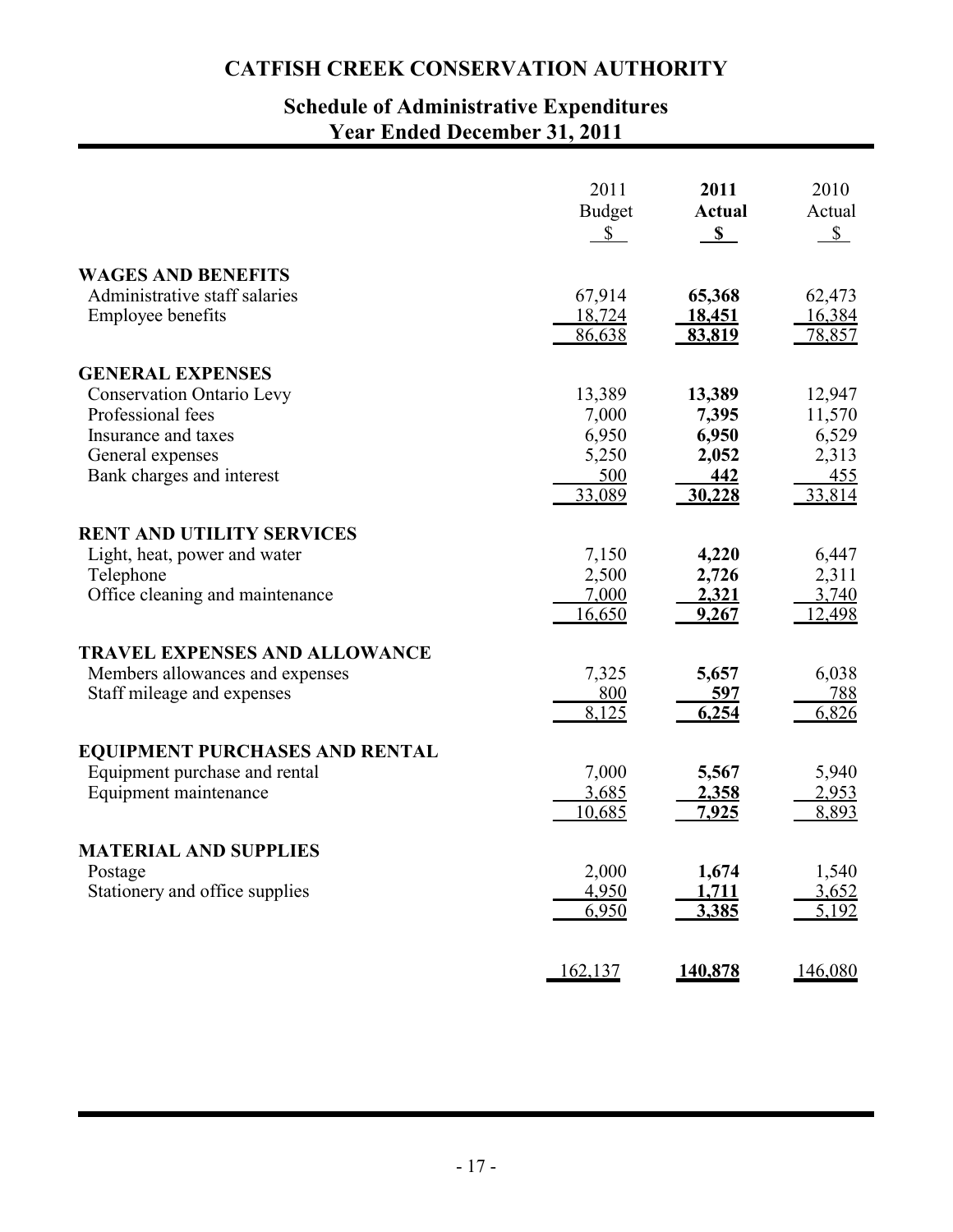# CATFISH CREEK CONSERVATION AUTHORITY

## Schedule of Administrative Expenditures
## Year Ended December 31, 2011

| | 2011 Budget $ | **2011 Actual $** | 2010 Actual $ |
|---|---|---|---|
| **WAGES AND BENEFITS** | | | |
| Administrative staff salaries | 67,914 | **65,368** | 62,473 |
| Employee benefits | 18,724 | **18,451** | 16,384 |
| | 86,638 | **83,819** | 78,857 |
| **GENERAL EXPENSES** | | | |
| Conservation Ontario Levy | 13,389 | **13,389** | 12,947 |
| Professional fees | 7,000 | **7,395** | 11,570 |
| Insurance and taxes | 6,950 | **6,950** | 6,529 |
| General expenses | 5,250 | **2,052** | 2,313 |
| Bank charges and interest | 500 | **442** | 455 |
| | 33,089 | **30,228** | 33,814 |
| **RENT AND UTILITY SERVICES** | | | |
| Light, heat, power and water | 7,150 | **4,220** | 6,447 |
| Telephone | 2,500 | **2,726** | 2,311 |
| Office cleaning and maintenance | 7,000 | **2,321** | 3,740 |
| | 16,650 | **9,267** | 12,498 |
| **TRAVEL EXPENSES AND ALLOWANCE** | | | |
| Members allowances and expenses | 7,325 | **5,657** | 6,038 |
| Staff mileage and expenses | 800 | **597** | 788 |
| | 8,125 | **6,254** | 6,826 |
| **EQUIPMENT PURCHASES AND RENTAL** | | | |
| Equipment purchase and rental | 7,000 | **5,567** | 5,940 |
| Equipment maintenance | 3,685 | **2,358** | 2,953 |
| | 10,685 | **7,925** | 8,893 |
| **MATERIAL AND SUPPLIES** | | | |
| Postage | 2,000 | **1,674** | 1,540 |
| Stationery and office supplies | 4,950 | **1,711** | 3,652 |
| | 6,950 | **3,385** | 5,192 |
| | 162,137 | **140,878** | 146,080 |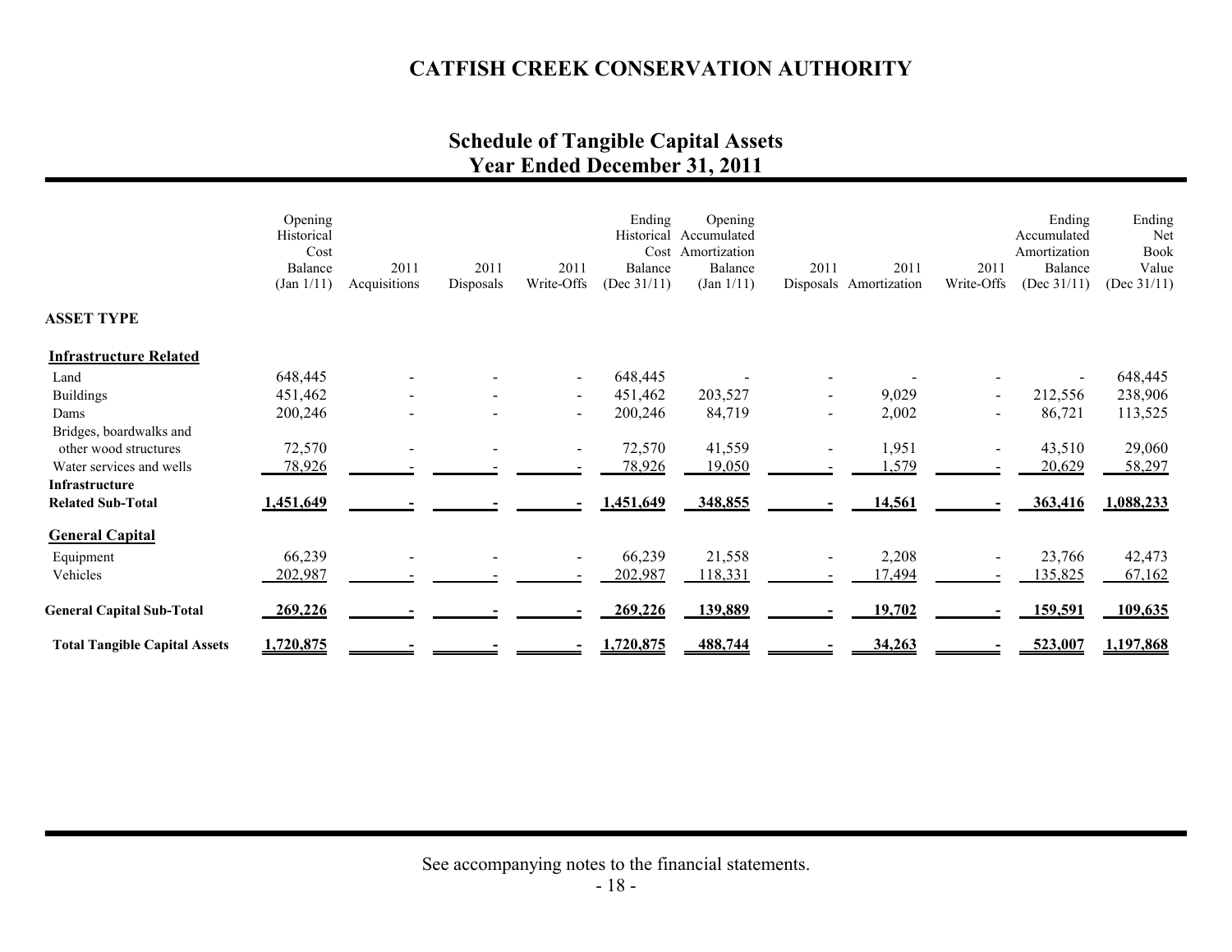# CATFISH CREEK CONSERVATION AUTHORITY

## Schedule of Tangible Capital Assets
## Year Ended December 31, 2011

| | Opening Historical Cost Balance (Jan 1/11) | 2011 Acquisitions | 2011 Disposals | 2011 Write-Offs | Ending Historical Cost Balance (Dec 31/11) | Opening Accumulated Amortization Balance (Jan 1/11) | 2011 Disposals | 2011 Amortization | 2011 Write-Offs | Ending Accumulated Amortization Balance (Dec 31/11) | Ending Net Book Value (Dec 31/11) |
|---|---|---|---|---|---|---|---|---|---|---|---|
| **ASSET TYPE** | | | | | | | | | | | |
| **Infrastructure Related** | | | | | | | | | | | |
| Land | 648,445 | - | - | - | 648,445 | - | - | - | - | - | 648,445 |
| Buildings | 451,462 | - | - | - | 451,462 | 203,527 | - | 9,029 | - | 212,556 | 238,906 |
| Dams | 200,246 | - | - | - | 200,246 | 84,719 | - | 2,002 | - | 86,721 | 113,525 |
| Bridges, boardwalks and other wood structures | 72,570 | - | - | - | 72,570 | 41,559 | - | 1,951 | - | 43,510 | 29,060 |
| Water services and wells | 78,926 | - | - | - | 78,926 | 19,050 | - | 1,579 | - | 20,629 | 58,297 |
| **Infrastructure Related Sub-Total** | **1,451,649** | **-** | **-** | **-** | **1,451,649** | **348,855** | **-** | **14,561** | **-** | **363,416** | **1,088,233** |
| **General Capital** | | | | | | | | | | | |
| Equipment | 66,239 | - | - | - | 66,239 | 21,558 | - | 2,208 | - | 23,766 | 42,473 |
| Vehicles | 202,987 | - | - | - | 202,987 | 118,331 | - | 17,494 | - | 135,825 | 67,162 |
| **General Capital Sub-Total** | **269,226** | **-** | **-** | **-** | **269,226** | **139,889** | **-** | **19,702** | **-** | **159,591** | **109,635** |
| **Total Tangible Capital Assets** | **1,720,875** | **-** | **-** | **-** | **1,720,875** | **488,744** | **-** | **34,263** | **-** | **523,007** | **1,197,868** |

See accompanying notes to the financial statements.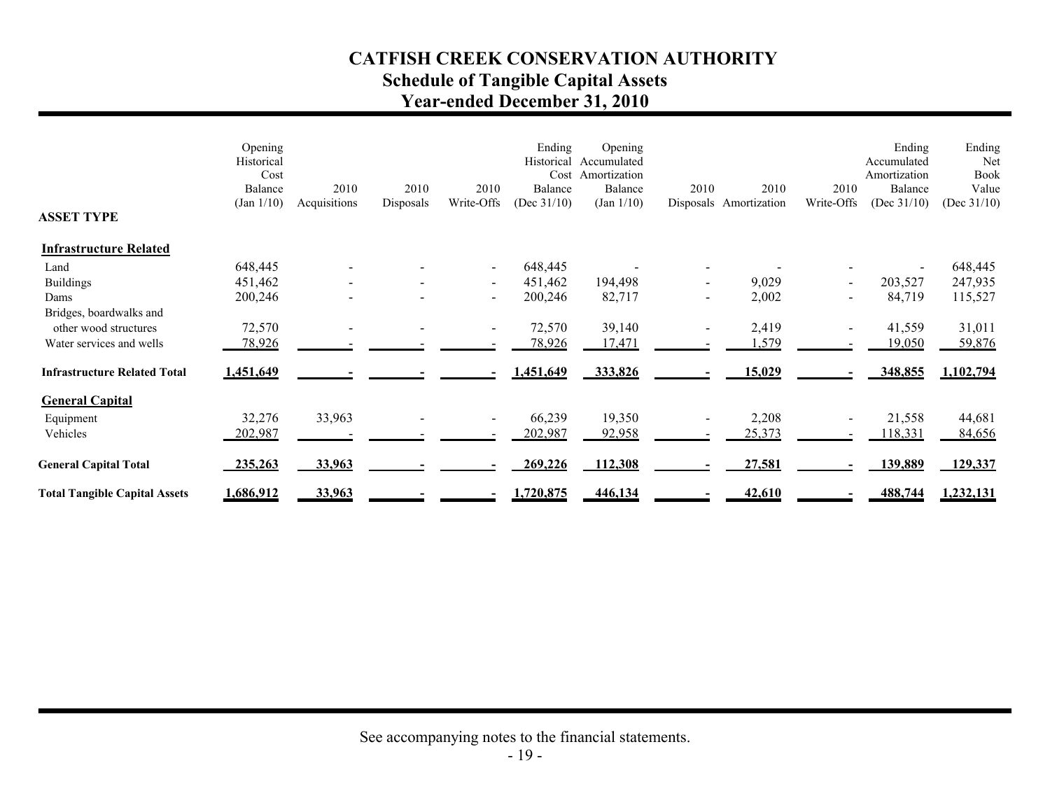# CATFISH CREEK CONSERVATION AUTHORITY

## Schedule of Tangible Capital Assets

## Year-ended December 31, 2010

| ASSET TYPE | Opening Historical Cost Balance (Jan 1/10) | 2010 Acquisitions | 2010 Disposals | 2010 Write-Offs | Ending Historical Cost Balance (Dec 31/10) | Opening Accumulated Amortization Balance (Jan 1/10) | 2010 Disposals | 2010 Amortization | 2010 Write-Offs | Ending Accumulated Amortization Balance (Dec 31/10) | Ending Net Book Value (Dec 31/10) |
|---|---|---|---|---|---|---|---|---|---|---|---|
| **Infrastructure Related** | | | | | | | | | | | |
| Land | 648,445 | - | - | - | 648,445 | - | - | - | - | - | 648,445 |
| Buildings | 451,462 | - | - | - | 451,462 | 194,498 | - | 9,029 | - | 203,527 | 247,935 |
| Dams | 200,246 | - | - | - | 200,246 | 82,717 | - | 2,002 | - | 84,719 | 115,527 |
| Bridges, boardwalks and other wood structures | 72,570 | - | - | - | 72,570 | 39,140 | - | 2,419 | - | 41,559 | 31,011 |
| Water services and wells | 78,926 | - | - | - | 78,926 | 17,471 | - | 1,579 | - | 19,050 | 59,876 |
| **Infrastructure Related Total** | **1,451,649** | **-** | **-** | **-** | **1,451,649** | **333,826** | **-** | **15,029** | **-** | **348,855** | **1,102,794** |
| **General Capital** | | | | | | | | | | | |
| Equipment | 32,276 | 33,963 | - | - | 66,239 | 19,350 | - | 2,208 | - | 21,558 | 44,681 |
| Vehicles | 202,987 | - | - | - | 202,987 | 92,958 | - | 25,373 | - | 118,331 | 84,656 |
| **General Capital Total** | **235,263** | **33,963** | **-** | **-** | **269,226** | **112,308** | **-** | **27,581** | **-** | **139,889** | **129,337** |
| **Total Tangible Capital Assets** | **1,686,912** | **33,963** | **-** | **-** | **1,720,875** | **446,134** | **-** | **42,610** | **-** | **488,744** | **1,232,131** |

See accompanying notes to the financial statements.